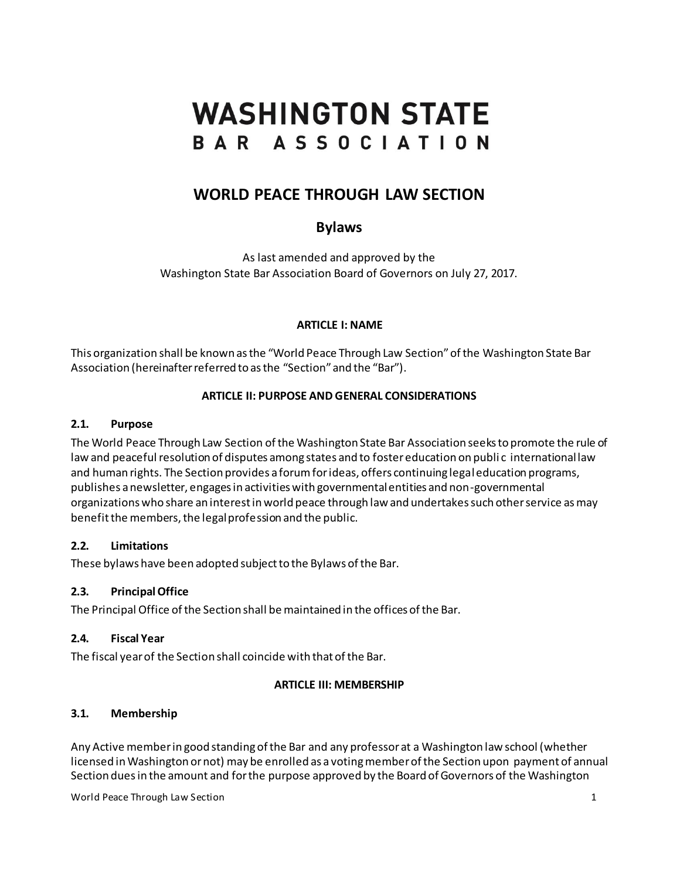# WASHINGTON STATE BAR ASSOCIATION

## WORLD PEACE THROUGH LAW SECTION

## Bylaws

As last amended and approved by the
Washington State Bar Association Board of Governors on July 27, 2017.

### ARTICLE I: NAME

This organization shall be known as the "World Peace Through Law Section" of the Washington State Bar Association (hereinafter referred to as the "Section" and the "Bar").

### ARTICLE II: PURPOSE AND GENERAL CONSIDERATIONS

#### 2.1. Purpose

The World Peace Through Law Section of the Washington State Bar Association seeks to promote the rule of law and peaceful resolution of disputes among states and to foster education on public international law and human rights. The Section provides a forum for ideas, offers continuing legal education programs, publishes a newsletter, engages in activities with governmental entities and non-governmental organizations who share an interest in world peace through law and undertakes such other service as may benefit the members, the legal profession and the public.

#### 2.2. Limitations

These bylaws have been adopted subject to the Bylaws of the Bar.

#### 2.3. Principal Office

The Principal Office of the Section shall be maintained in the offices of the Bar.

#### 2.4. Fiscal Year

The fiscal year of the Section shall coincide with that of the Bar.

### ARTICLE III: MEMBERSHIP

#### 3.1. Membership

Any Active member in good standing of the Bar and any professor at a Washington law school (whether licensed in Washington or not) may be enrolled as a voting member of the Section upon payment of annual Section dues in the amount and for the purpose approved by the Board of Governors of the Washington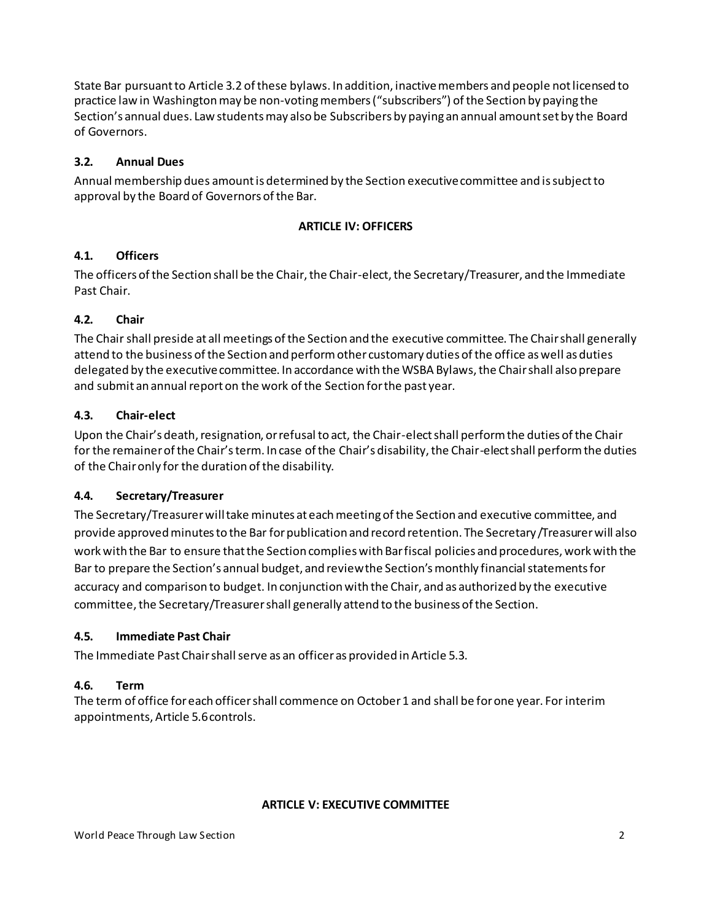State Bar pursuant to Article 3.2 of these bylaws. In addition, inactive members and people not licensed to practice law in Washington may be non-voting members ("subscribers") of the Section by paying the Section's annual dues. Law students may also be Subscribers by paying an annual amount set by the Board of Governors.

### 3.2. Annual Dues

Annual membership dues amount is determined by the Section executive committee and is subject to approval by the Board of Governors of the Bar.

## ARTICLE IV: OFFICERS

### 4.1. Officers

The officers of the Section shall be the Chair, the Chair-elect, the Secretary/Treasurer, and the Immediate Past Chair.

### 4.2. Chair

The Chair shall preside at all meetings of the Section and the executive committee. The Chair shall generally attend to the business of the Section and perform other customary duties of the office as well as duties delegated by the executive committee. In accordance with the WSBA Bylaws, the Chair shall also prepare and submit an annual report on the work of the Section for the past year.

### 4.3. Chair-elect

Upon the Chair's death, resignation, or refusal to act, the Chair-elect shall perform the duties of the Chair for the remainer of the Chair's term. In case of the Chair's disability, the Chair-elect shall perform the duties of the Chair only for the duration of the disability.

### 4.4. Secretary/Treasurer

The Secretary/Treasurer will take minutes at each meeting of the Section and executive committee, and provide approved minutes to the Bar for publication and record retention. The Secretary/Treasurer will also work with the Bar to ensure that the Section complies with Bar fiscal policies and procedures, work with the Bar to prepare the Section's annual budget, and review the Section's monthly financial statements for accuracy and comparison to budget. In conjunction with the Chair, and as authorized by the executive committee, the Secretary/Treasurer shall generally attend to the business of the Section.

### 4.5. Immediate Past Chair

The Immediate Past Chair shall serve as an officer as provided in Article 5.3.

### 4.6. Term

The term of office for each officer shall commence on October 1 and shall be for one year. For interim appointments, Article 5.6 controls.

## ARTICLE V: EXECUTIVE COMMITTEE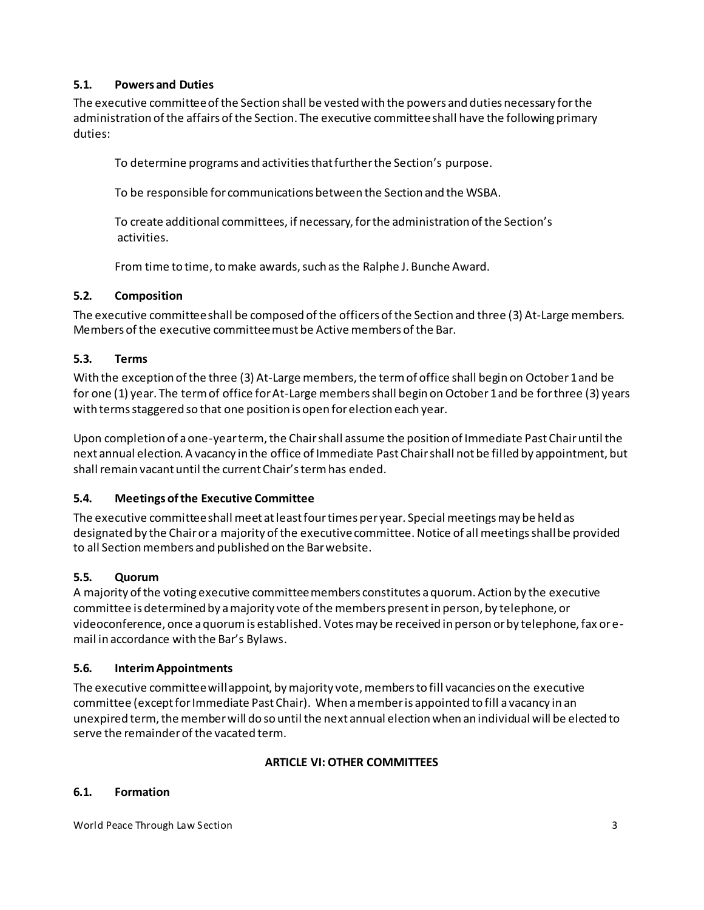### 5.1. Powers and Duties

The executive committee of the Section shall be vested with the powers and duties necessary for the administration of the affairs of the Section. The executive committee shall have the following primary duties:

> To determine programs and activities that further the Section's purpose.
>
> To be responsible for communications between the Section and the WSBA.
>
> To create additional committees, if necessary, for the administration of the Section's activities.
>
> From time to time, to make awards, such as the Ralphe J. Bunche Award.

### 5.2. Composition

The executive committee shall be composed of the officers of the Section and three (3) At-Large members. Members of the executive committee must be Active members of the Bar.

### 5.3. Terms

With the exception of the three (3) At-Large members, the term of office shall begin on October 1 and be for one (1) year. The term of office for At-Large members shall begin on October 1 and be for three (3) years with terms staggered so that one position is open for election each year.

Upon completion of a one-year term, the Chair shall assume the position of Immediate Past Chair until the next annual election. A vacancy in the office of Immediate Past Chair shall not be filled by appointment, but shall remain vacant until the current Chair's term has ended.

### 5.4. Meetings of the Executive Committee

The executive committee shall meet at least four times per year. Special meetings may be held as designated by the Chair or a majority of the executive committee. Notice of all meetings shall be provided to all Section members and published on the Bar website.

### 5.5. Quorum

A majority of the voting executive committee members constitutes a quorum. Action by the executive committee is determined by a majority vote of the members present in person, by telephone, or videoconference, once a quorum is established. Votes may be received in person or by telephone, fax or e-mail in accordance with the Bar's Bylaws.

### 5.6. Interim Appointments

The executive committee will appoint, by majority vote, members to fill vacancies on the executive committee (except for Immediate Past Chair). When a member is appointed to fill a vacancy in an unexpired term, the member will do so until the next annual election when an individual will be elected to serve the remainder of the vacated term.

## ARTICLE VI: OTHER COMMITTEES

### 6.1. Formation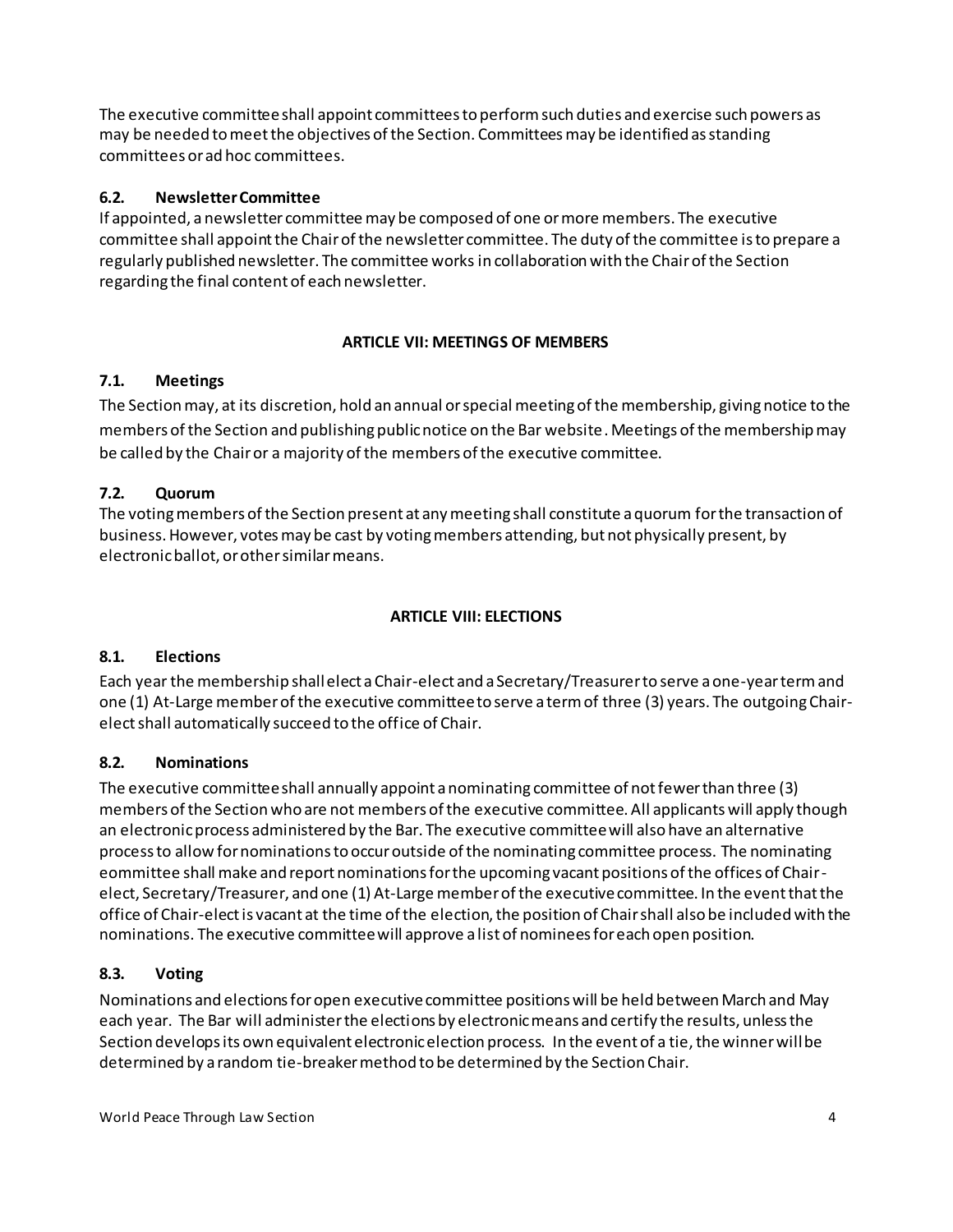The executive committee shall appoint committees to perform such duties and exercise such powers as may be needed to meet the objectives of the Section. Committees may be identified as standing committees or ad hoc committees.

### 6.2. Newsletter Committee

If appointed, a newsletter committee may be composed of one or more members. The executive committee shall appoint the Chair of the newsletter committee. The duty of the committee is to prepare a regularly published newsletter. The committee works in collaboration with the Chair of the Section regarding the final content of each newsletter.

## ARTICLE VII: MEETINGS OF MEMBERS

### 7.1. Meetings

The Section may, at its discretion, hold an annual or special meeting of the membership, giving notice to the members of the Section and publishing public notice on the Bar website. Meetings of the membership may be called by the Chair or a majority of the members of the executive committee.

### 7.2. Quorum

The voting members of the Section present at any meeting shall constitute a quorum for the transaction of business. However, votes may be cast by voting members attending, but not physically present, by electronic ballot, or other similar means.

## ARTICLE VIII: ELECTIONS

### 8.1. Elections

Each year the membership shall elect a Chair-elect and a Secretary/Treasurer to serve a one-year term and one (1) At-Large member of the executive committee to serve a term of three (3) years. The outgoing Chair-elect shall automatically succeed to the office of Chair.

### 8.2. Nominations

The executive committee shall annually appoint a nominating committee of not fewer than three (3) members of the Section who are not members of the executive committee. All applicants will apply though an electronic process administered by the Bar. The executive committee will also have an alternative process to allow for nominations to occur outside of the nominating committee process. The nominating eommittee shall make and report nominations for the upcoming vacant positions of the offices of Chair-elect, Secretary/Treasurer, and one (1) At-Large member of the executive committee. In the event that the office of Chair-elect is vacant at the time of the election, the position of Chair shall also be included with the nominations. The executive committee will approve a list of nominees for each open position.

### 8.3. Voting

Nominations and elections for open executive committee positions will be held between March and May each year. The Bar will administer the elections by electronic means and certify the results, unless the Section develops its own equivalent electronic election process. In the event of a tie, the winner will be determined by a random tie-breaker method to be determined by the Section Chair.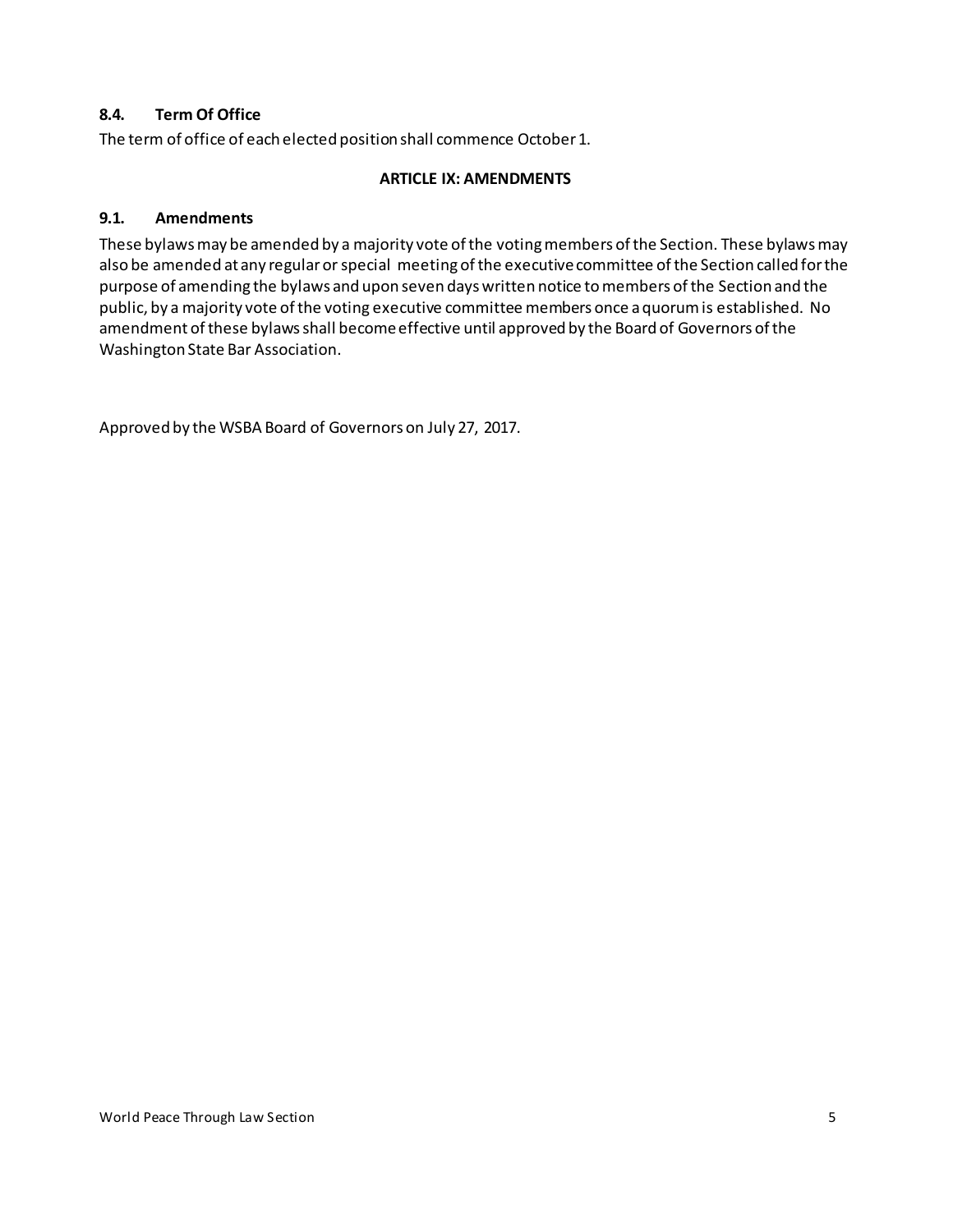### 8.4. Term Of Office

The term of office of each elected position shall commence October 1.

## ARTICLE IX: AMENDMENTS

### 9.1. Amendments

These bylaws may be amended by a majority vote of the voting members of the Section. These bylaws may also be amended at any regular or special meeting of the executive committee of the Section called for the purpose of amending the bylaws and upon seven days written notice to members of the Section and the public, by a majority vote of the voting executive committee members once a quorum is established. No amendment of these bylaws shall become effective until approved by the Board of Governors of the Washington State Bar Association.

Approved by the WSBA Board of Governors on July 27, 2017.